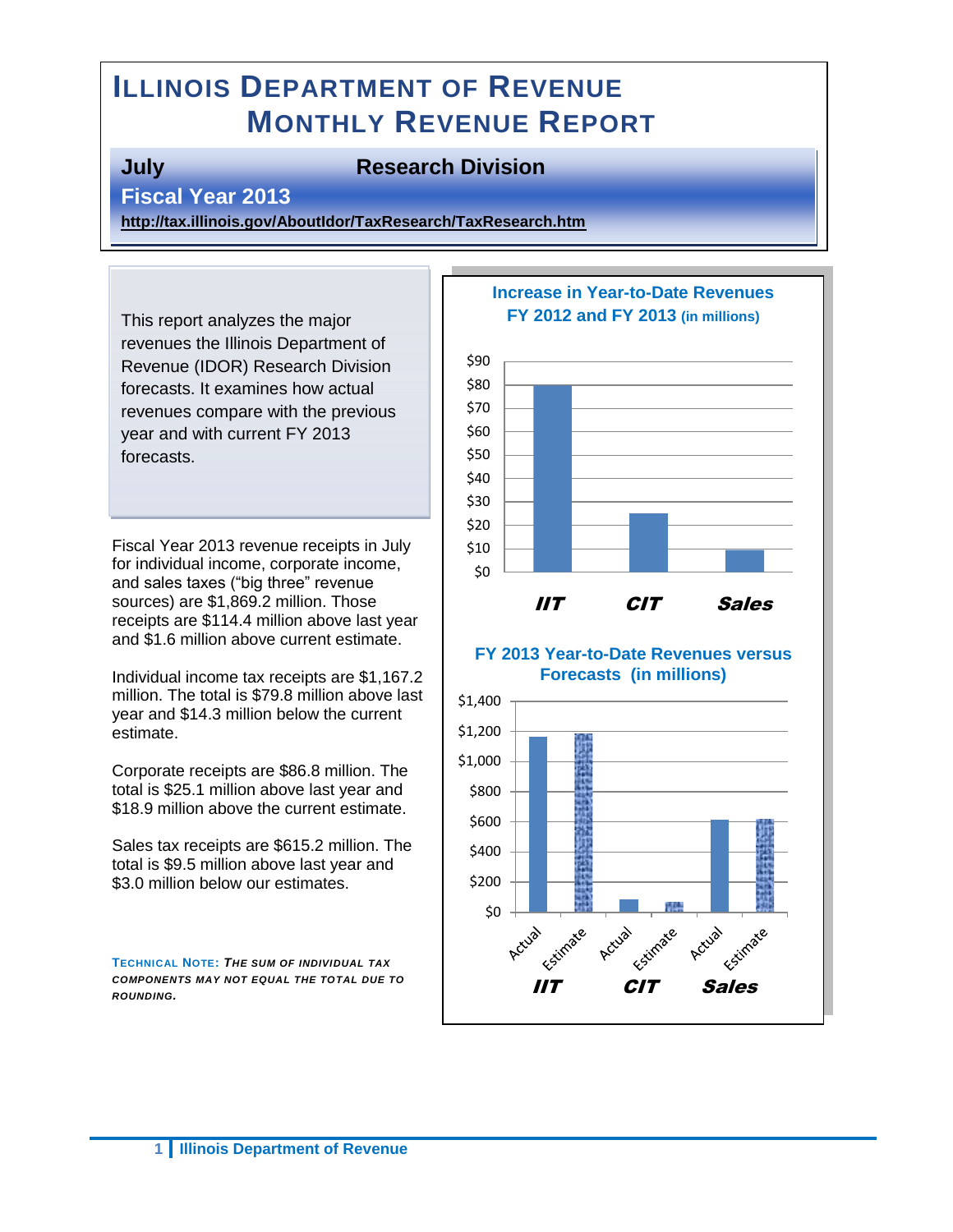# ILLINOIS DEPARTMENT OF REVENUE
# MONTHLY REVENUE REPORT

**July** **Research Division**

**Fiscal Year 2013**

**http://tax.illinois.gov/AboutIdor/TaxResearch/TaxResearch.htm**

This report analyzes the major revenues the Illinois Department of Revenue (IDOR) Research Division forecasts. It examines how actual revenues compare with the previous year and with current FY 2013 forecasts.

Fiscal Year 2013 revenue receipts in July for individual income, corporate income, and sales taxes ("big three" revenue sources) are $1,869.2 million. Those receipts are $114.4 million above last year and $1.6 million above current estimate.

Individual income tax receipts are $1,167.2 million. The total is $79.8 million above last year and $14.3 million below the current estimate.

Corporate receipts are $86.8 million. The total is $25.1 million above last year and $18.9 million above the current estimate.

Sales tax receipts are $615.2 million. The total is $9.5 million above last year and $3.0 million below our estimates.

**TECHNICAL NOTE:** ***THE SUM OF INDIVIDUAL TAX COMPONENTS MAY NOT EQUAL THE TOTAL DUE TO ROUNDING.***

**Increase in Year-to-Date Revenues FY 2012 and FY 2013 (in millions)**

**FY 2013 Year-to-Date Revenues versus Forecasts (in millions)**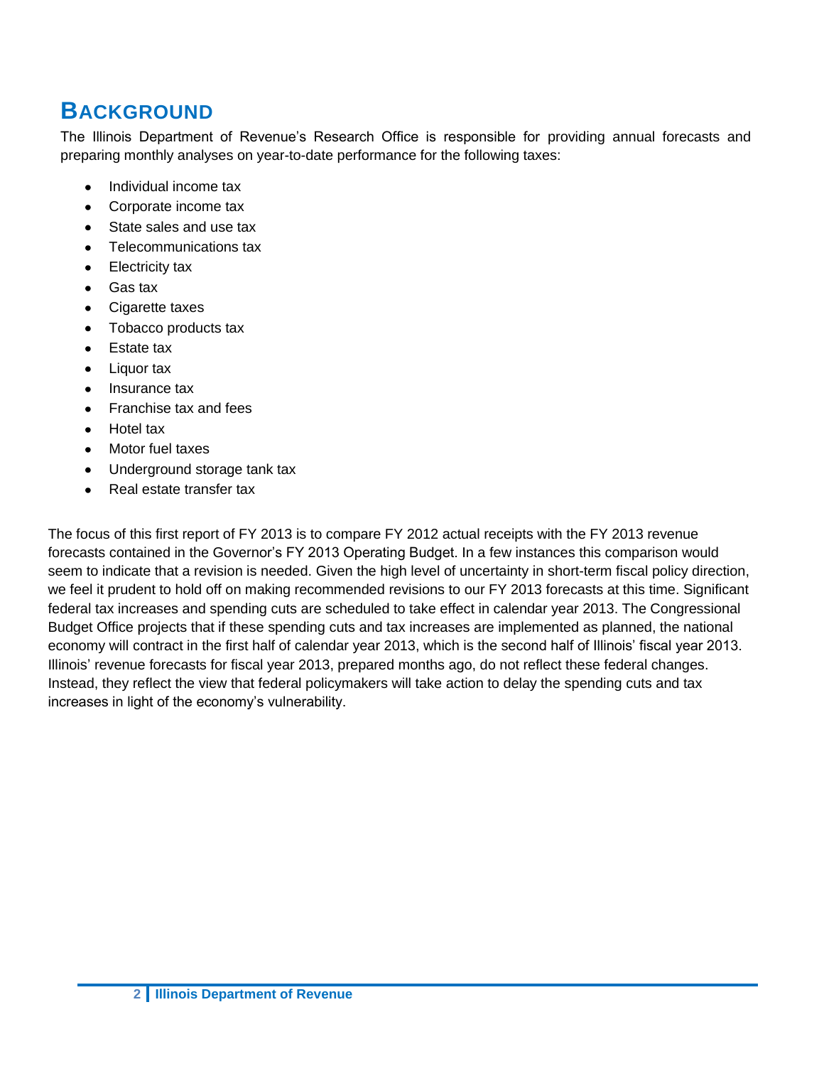## BACKGROUND

The Illinois Department of Revenue's Research Office is responsible for providing annual forecasts and preparing monthly analyses on year-to-date performance for the following taxes:

- Individual income tax
- Corporate income tax
- State sales and use tax
- Telecommunications tax
- Electricity tax
- Gas tax
- Cigarette taxes
- Tobacco products tax
- Estate tax
- Liquor tax
- Insurance tax
- Franchise tax and fees
- Hotel tax
- Motor fuel taxes
- Underground storage tank tax
- Real estate transfer tax

The focus of this first report of FY 2013 is to compare FY 2012 actual receipts with the FY 2013 revenue forecasts contained in the Governor's FY 2013 Operating Budget. In a few instances this comparison would seem to indicate that a revision is needed. Given the high level of uncertainty in short-term fiscal policy direction, we feel it prudent to hold off on making recommended revisions to our FY 2013 forecasts at this time. Significant federal tax increases and spending cuts are scheduled to take effect in calendar year 2013. The Congressional Budget Office projects that if these spending cuts and tax increases are implemented as planned, the national economy will contract in the first half of calendar year 2013, which is the second half of Illinois' fiscal year 2013. Illinois' revenue forecasts for fiscal year 2013, prepared months ago, do not reflect these federal changes. Instead, they reflect the view that federal policymakers will take action to delay the spending cuts and tax increases in light of the economy's vulnerability.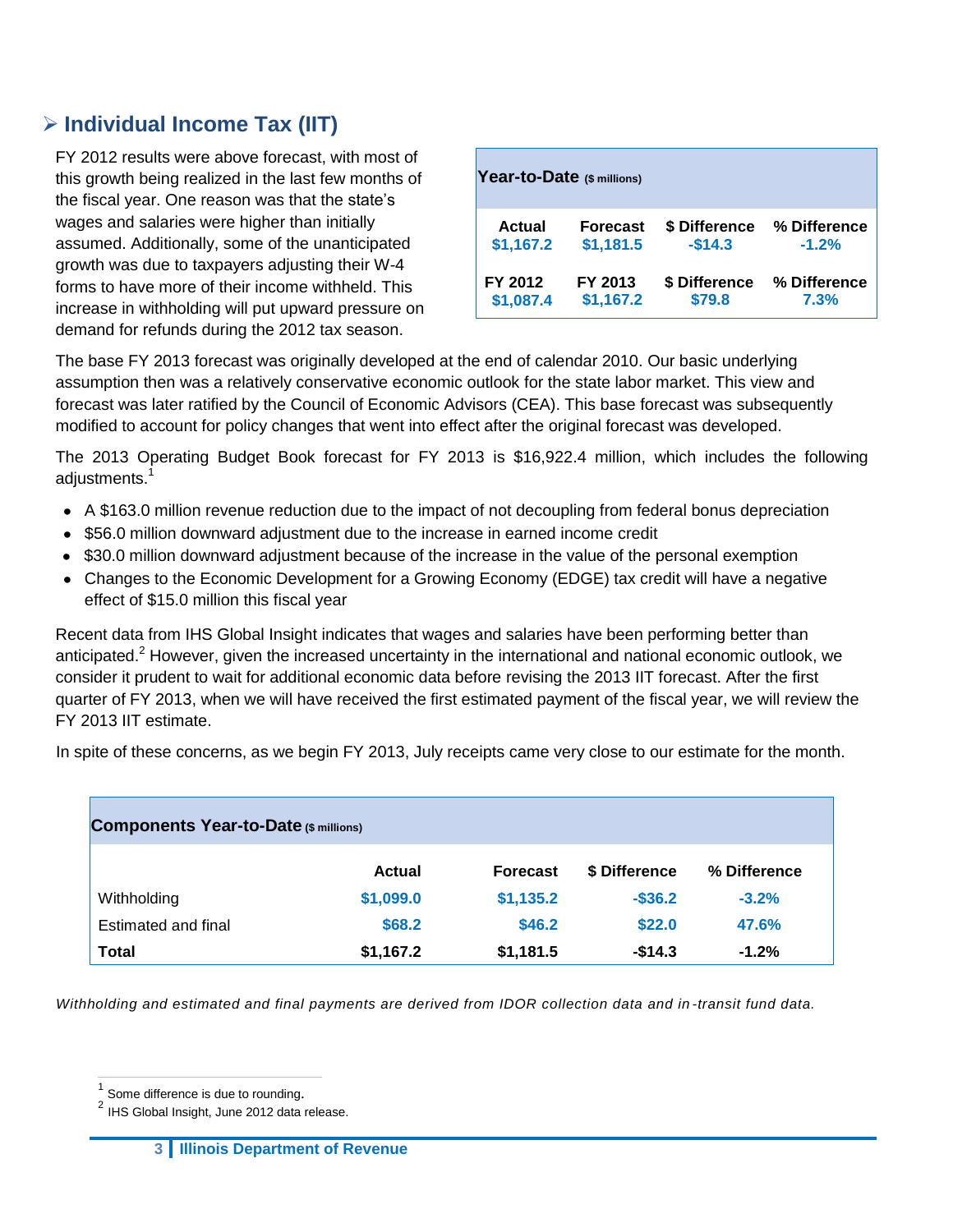## Individual Income Tax (IIT)

FY 2012 results were above forecast, with most of this growth being realized in the last few months of the fiscal year. One reason was that the state's wages and salaries were higher than initially assumed. Additionally, some of the unanticipated growth was due to taxpayers adjusting their W-4 forms to have more of their income withheld. This increase in withholding will put upward pressure on demand for refunds during the 2012 tax season.

| **Year-to-Date** ($ millions) | | | |
|---|---|---|---|
| **Actual** | **Forecast** | **$ Difference** | **% Difference** |
| $1,167.2 | $1,181.5 | -$14.3 | -1.2% |
| **FY 2012** | **FY 2013** | **$ Difference** | **% Difference** |
| $1,087.4 | $1,167.2 | $79.8 | 7.3% |

The base FY 2013 forecast was originally developed at the end of calendar 2010. Our basic underlying assumption then was a relatively conservative economic outlook for the state labor market. This view and forecast was later ratified by the Council of Economic Advisors (CEA). This base forecast was subsequently modified to account for policy changes that went into effect after the original forecast was developed.

The 2013 Operating Budget Book forecast for FY 2013 is $16,922.4 million, which includes the following adjustments.[1]

- A $163.0 million revenue reduction due to the impact of not decoupling from federal bonus depreciation
- $56.0 million downward adjustment due to the increase in earned income credit
- $30.0 million downward adjustment because of the increase in the value of the personal exemption
- Changes to the Economic Development for a Growing Economy (EDGE) tax credit will have a negative effect of $15.0 million this fiscal year

Recent data from IHS Global Insight indicates that wages and salaries have been performing better than anticipated.[2] However, given the increased uncertainty in the international and national economic outlook, we consider it prudent to wait for additional economic data before revising the 2013 IIT forecast. After the first quarter of FY 2013, when we will have received the first estimated payment of the fiscal year, we will review the FY 2013 IIT estimate.

In spite of these concerns, as we begin FY 2013, July receipts came very close to our estimate for the month.

**Components Year-to-Date** ($ millions)

| | Actual | Forecast | $ Difference | % Difference |
|---|---|---|---|---|
| Withholding | $1,099.0 | $1,135.2 | -$36.2 | -3.2% |
| Estimated and final | $68.2 | $46.2 | $22.0 | 47.6% |
| **Total** | **$1,167.2** | **$1,181.5** | **-$14.3** | **-1.2%** |

*Withholding and estimated and final payments are derived from IDOR collection data and in-transit fund data.*

[1] Some difference is due to rounding.

[2] IHS Global Insight, June 2012 data release.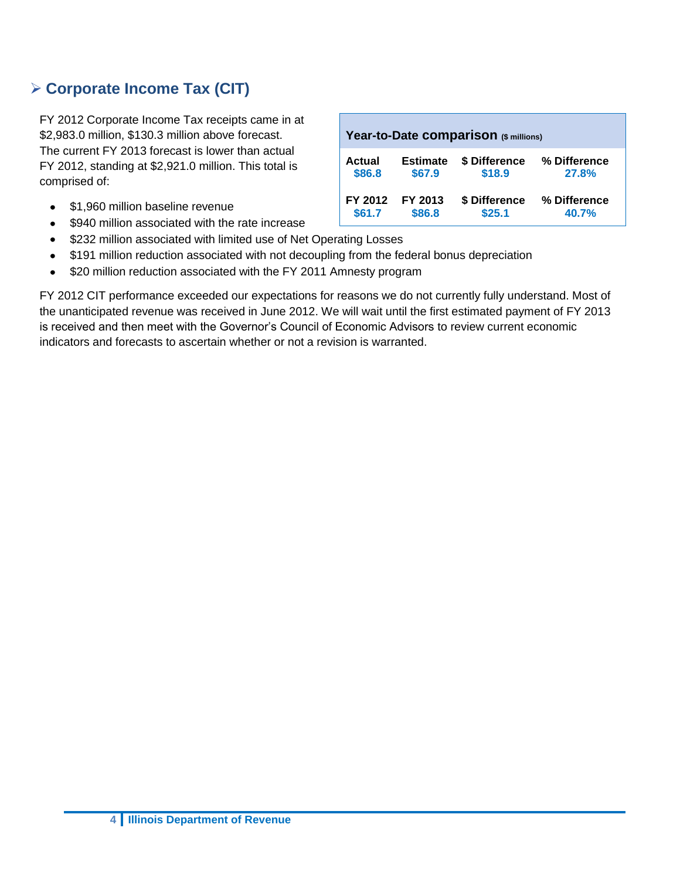## ➢ Corporate Income Tax (CIT)

FY 2012 Corporate Income Tax receipts came in at $2,983.0 million, $130.3 million above forecast. The current FY 2013 forecast is lower than actual FY 2012, standing at $2,921.0 million. This total is comprised of:

| Year-to-Date comparison ($ millions) | | | |
|---|---|---|---|
| **Actual** | **Estimate** | **$ Difference** | **% Difference** |
| $86.8 | $67.9 | $18.9 | 27.8% |
| **FY 2012** | **FY 2013** | **$ Difference** | **% Difference** |
| $61.7 | $86.8 | $25.1 | 40.7% |

- $1,960 million baseline revenue
- $940 million associated with the rate increase
- $232 million associated with limited use of Net Operating Losses
- $191 million reduction associated with not decoupling from the federal bonus depreciation
- $20 million reduction associated with the FY 2011 Amnesty program

FY 2012 CIT performance exceeded our expectations for reasons we do not currently fully understand. Most of the unanticipated revenue was received in June 2012. We will wait until the first estimated payment of FY 2013 is received and then meet with the Governor's Council of Economic Advisors to review current economic indicators and forecasts to ascertain whether or not a revision is warranted.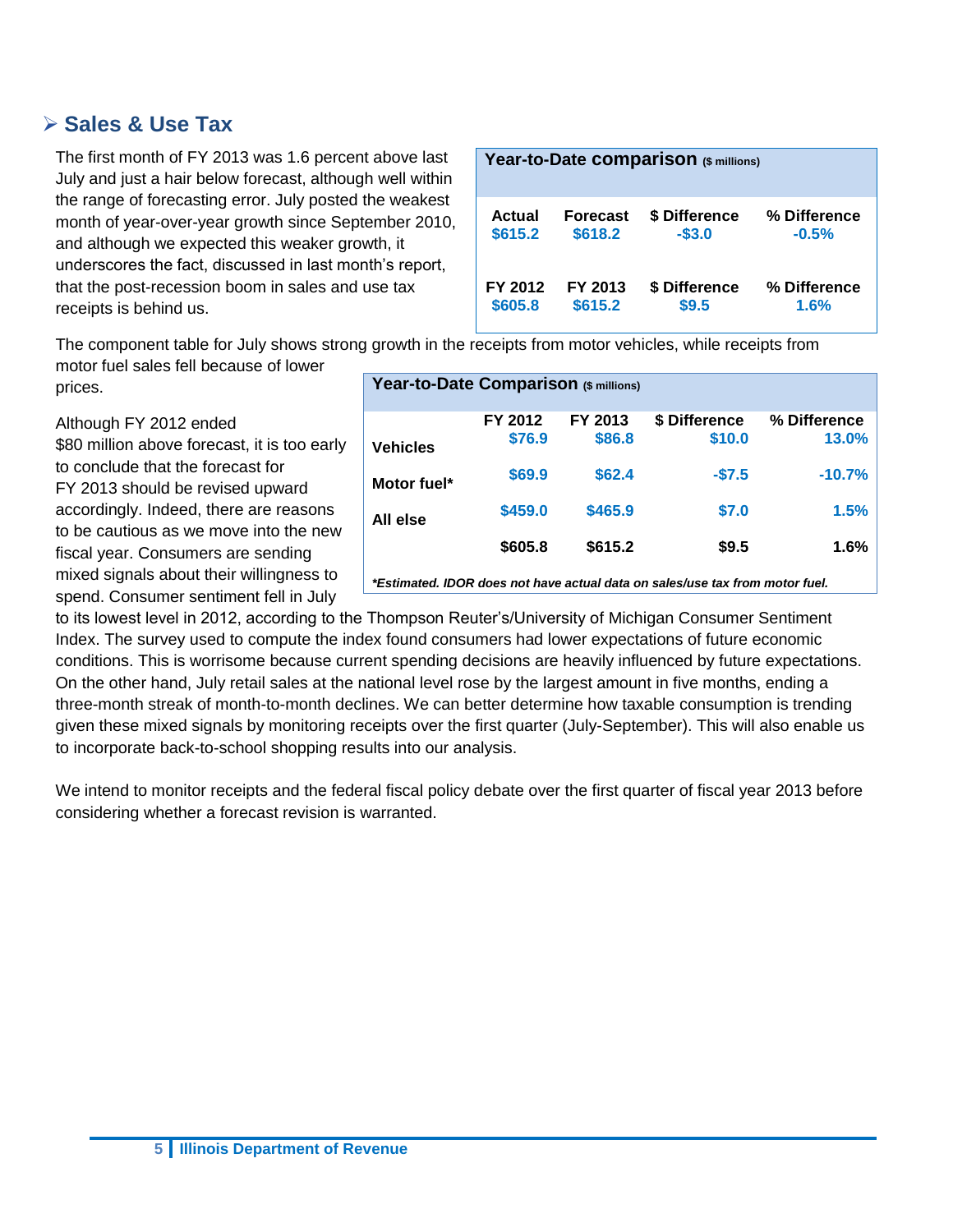## ➢ Sales & Use Tax

The first month of FY 2013 was 1.6 percent above last July and just a hair below forecast, although well within the range of forecasting error. July posted the weakest month of year-over-year growth since September 2010, and although we expected this weaker growth, it underscores the fact, discussed in last month's report, that the post-recession boom in sales and use tax receipts is behind us.

**Year-to-Date comparison** ($ millions)

| Actual | Forecast | $ Difference | % Difference |
|---|---|---|---|
| $615.2 | $618.2 | -$3.0 | -0.5% |
| **FY 2012** | **FY 2013** | **$ Difference** | **% Difference** |
| $605.8 | $615.2 | $9.5 | 1.6% |

The component table for July shows strong growth in the receipts from motor vehicles, while receipts from motor fuel sales fell because of lower prices.

**Year-to-Date Comparison** ($ millions)

| | FY 2012 | FY 2013 | $ Difference | % Difference |
|---|---|---|---|---|
| **Vehicles** | $76.9 | $86.8 | $10.0 | 13.0% |
| **Motor fuel*** | $69.9 | $62.4 | -$7.5 | -10.7% |
| **All else** | $459.0 | $465.9 | $7.0 | 1.5% |
| | **$605.8** | **$615.2** | **$9.5** | **1.6%** |

****Estimated. IDOR does not have actual data on sales/use tax from motor fuel.***

Although FY 2012 ended $80 million above forecast, it is too early to conclude that the forecast for FY 2013 should be revised upward accordingly. Indeed, there are reasons to be cautious as we move into the new fiscal year. Consumers are sending mixed signals about their willingness to spend. Consumer sentiment fell in July to its lowest level in 2012, according to the Thompson Reuter's/University of Michigan Consumer Sentiment Index. The survey used to compute the index found consumers had lower expectations of future economic conditions. This is worrisome because current spending decisions are heavily influenced by future expectations. On the other hand, July retail sales at the national level rose by the largest amount in five months, ending a three-month streak of month-to-month declines. We can better determine how taxable consumption is trending given these mixed signals by monitoring receipts over the first quarter (July-September). This will also enable us to incorporate back-to-school shopping results into our analysis.

We intend to monitor receipts and the federal fiscal policy debate over the first quarter of fiscal year 2013 before considering whether a forecast revision is warranted.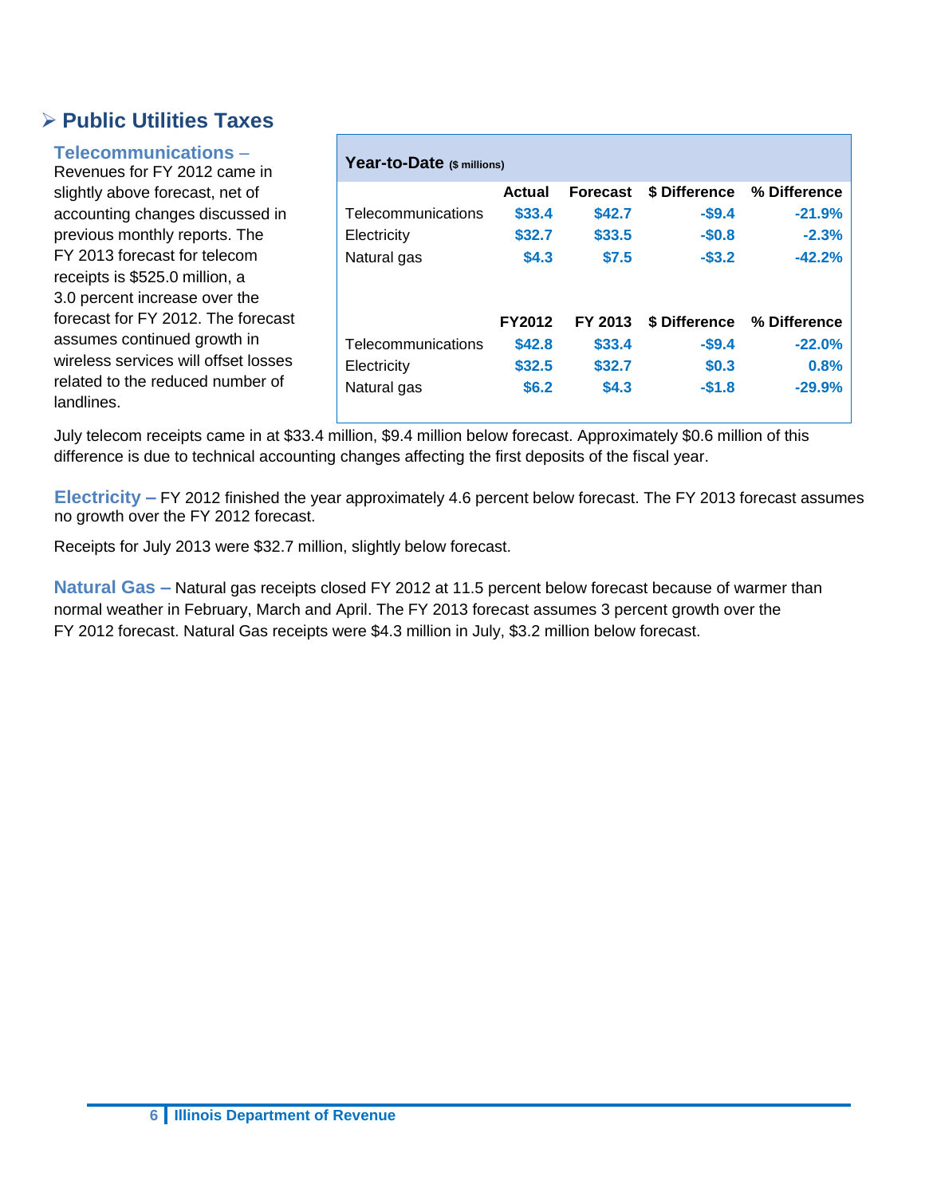## ➢ Public Utilities Taxes

**Telecommunications –** Revenues for FY 2012 came in slightly above forecast, net of accounting changes discussed in previous monthly reports. The FY 2013 forecast for telecom receipts is $525.0 million, a 3.0 percent increase over the forecast for FY 2012. The forecast assumes continued growth in wireless services will offset losses related to the reduced number of landlines.

**Year-to-Date** ($ millions)

| | Actual | Forecast | $ Difference | % Difference |
|---|---|---|---|---|
| Telecommunications | $33.4 | $42.7 | -$9.4 | -21.9% |
| Electricity | $32.7 | $33.5 | -$0.8 | -2.3% |
| Natural gas | $4.3 | $7.5 | -$3.2 | -42.2% |

| | FY2012 | FY 2013 | $ Difference | % Difference |
|---|---|---|---|---|
| Telecommunications | $42.8 | $33.4 | -$9.4 | -22.0% |
| Electricity | $32.5 | $32.7 | $0.3 | 0.8% |
| Natural gas | $6.2 | $4.3 | -$1.8 | -29.9% |

July telecom receipts came in at $33.4 million, $9.4 million below forecast. Approximately $0.6 million of this difference is due to technical accounting changes affecting the first deposits of the fiscal year.

**Electricity –** FY 2012 finished the year approximately 4.6 percent below forecast. The FY 2013 forecast assumes no growth over the FY 2012 forecast.

Receipts for July 2013 were $32.7 million, slightly below forecast.

**Natural Gas –** Natural gas receipts closed FY 2012 at 11.5 percent below forecast because of warmer than normal weather in February, March and April. The FY 2013 forecast assumes 3 percent growth over the FY 2012 forecast. Natural Gas receipts were $4.3 million in July, $3.2 million below forecast.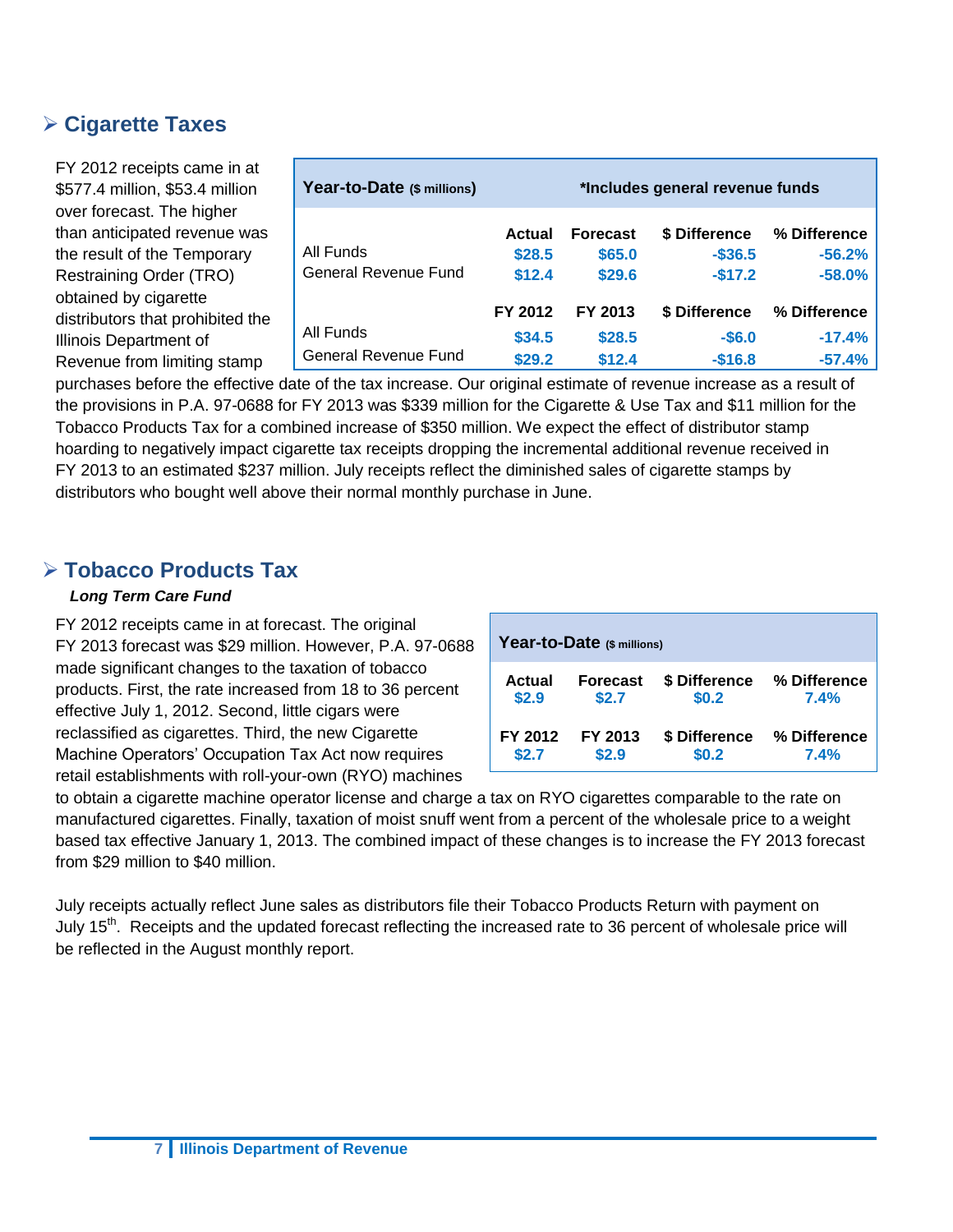## ➢ Cigarette Taxes

FY 2012 receipts came in at $577.4 million, $53.4 million over forecast. The higher than anticipated revenue was the result of the Temporary Restraining Order (TRO) obtained by cigarette distributors that prohibited the Illinois Department of Revenue from limiting stamp purchases before the effective date of the tax increase. Our original estimate of revenue increase as a result of the provisions in P.A. 97-0688 for FY 2013 was $339 million for the Cigarette & Use Tax and $11 million for the Tobacco Products Tax for a combined increase of $350 million. We expect the effect of distributor stamp hoarding to negatively impact cigarette tax receipts dropping the incremental additional revenue received in FY 2013 to an estimated $237 million. July receipts reflect the diminished sales of cigarette stamps by distributors who bought well above their normal monthly purchase in June.

| **Year-to-Date** ($ millions) | *Includes general revenue funds | | | |
|---|---|---|---|---|
| | **Actual** | **Forecast** | **$ Difference** | **% Difference** |
| All Funds | $28.5 | $65.0 | -$36.5 | -56.2% |
| General Revenue Fund | $12.4 | $29.6 | -$17.2 | -58.0% |
| | **FY 2012** | **FY 2013** | **$ Difference** | **% Difference** |
| All Funds | $34.5 | $28.5 | -$6.0 | -17.4% |
| General Revenue Fund | $29.2 | $12.4 | -$16.8 | -57.4% |

## ➢ Tobacco Products Tax

***Long Term Care Fund***

FY 2012 receipts came in at forecast. The original FY 2013 forecast was $29 million. However, P.A. 97-0688 made significant changes to the taxation of tobacco products. First, the rate increased from 18 to 36 percent effective July 1, 2012. Second, little cigars were reclassified as cigarettes. Third, the new Cigarette Machine Operators' Occupation Tax Act now requires retail establishments with roll-your-own (RYO) machines to obtain a cigarette machine operator license and charge a tax on RYO cigarettes comparable to the rate on manufactured cigarettes. Finally, taxation of moist snuff went from a percent of the wholesale price to a weight based tax effective January 1, 2013. The combined impact of these changes is to increase the FY 2013 forecast from $29 million to $40 million.

| **Year-to-Date** ($ millions) | | | |
|---|---|---|---|
| **Actual** | **Forecast** | **$ Difference** | **% Difference** |
| $2.9 | $2.7 | $0.2 | 7.4% |
| **FY 2012** | **FY 2013** | **$ Difference** | **% Difference** |
| $2.7 | $2.9 | $0.2 | 7.4% |

July receipts actually reflect June sales as distributors file their Tobacco Products Return with payment on July 15th. Receipts and the updated forecast reflecting the increased rate to 36 percent of wholesale price will be reflected in the August monthly report.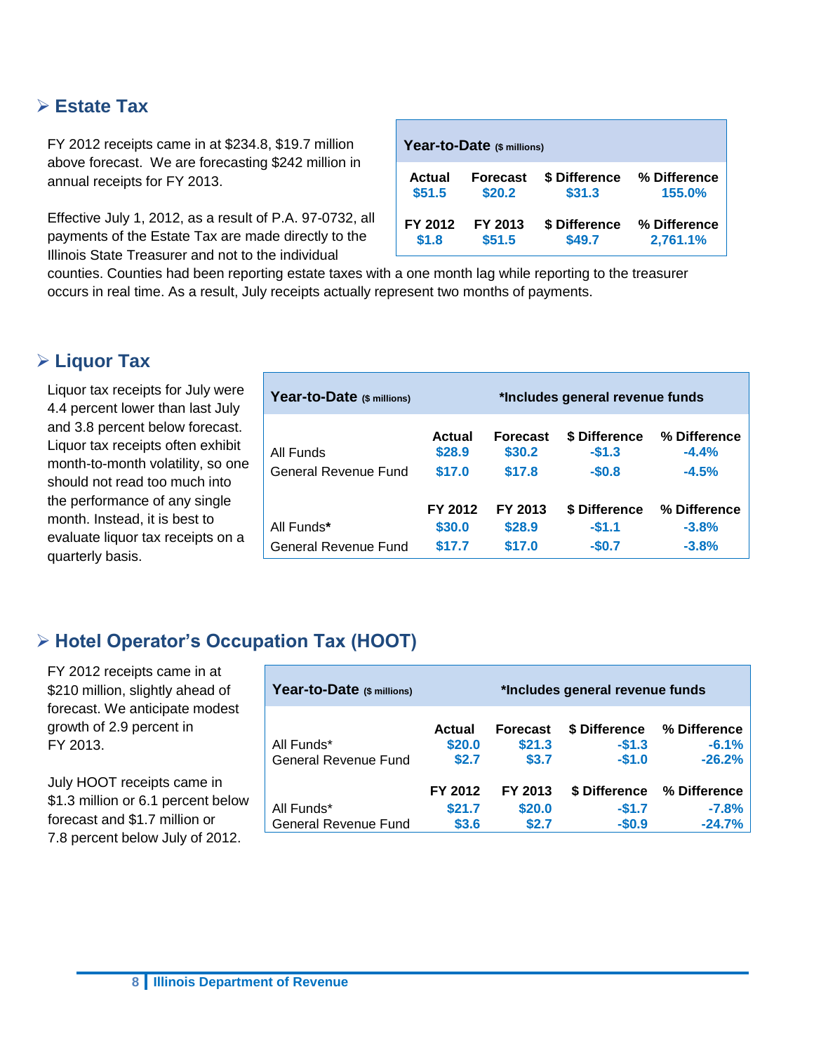## Estate Tax

FY 2012 receipts came in at $234.8, $19.7 million above forecast. We are forecasting $242 million in annual receipts for FY 2013.

Effective July 1, 2012, as a result of P.A. 97-0732, all payments of the Estate Tax are made directly to the Illinois State Treasurer and not to the individual counties. Counties had been reporting estate taxes with a one month lag while reporting to the treasurer occurs in real time. As a result, July receipts actually represent two months of payments.

| **Year-to-Date** ($ millions) | | | |
|---|---|---|---|
| **Actual** | **Forecast** | **$ Difference** | **% Difference** |
| $51.5 | $20.2 | $31.3 | 155.0% |
| **FY 2012** | **FY 2013** | **$ Difference** | **% Difference** |
| $1.8 | $51.5 | $49.7 | 2,761.1% |

## Liquor Tax

Liquor tax receipts for July were 4.4 percent lower than last July and 3.8 percent below forecast. Liquor tax receipts often exhibit month-to-month volatility, so one should not read too much into the performance of any single month. Instead, it is best to evaluate liquor tax receipts on a quarterly basis.

| **Year-to-Date** ($ millions) | *Includes general revenue funds | | | |
|---|---|---|---|---|
| | **Actual** | **Forecast** | **$ Difference** | **% Difference** |
| All Funds | $28.9 | $30.2 | -$1.3 | -4.4% |
| General Revenue Fund | $17.0 | $17.8 | -$0.8 | -4.5% |
| | **FY 2012** | **FY 2013** | **$ Difference** | **% Difference** |
| All Funds* | $30.0 | $28.9 | -$1.1 | -3.8% |
| General Revenue Fund | $17.7 | $17.0 | -$0.7 | -3.8% |

## Hotel Operator's Occupation Tax (HOOT)

FY 2012 receipts came in at $210 million, slightly ahead of forecast. We anticipate modest growth of 2.9 percent in FY 2013.

July HOOT receipts came in $1.3 million or 6.1 percent below forecast and $1.7 million or 7.8 percent below July of 2012.

| **Year-to-Date** ($ millions) | *Includes general revenue funds | | | |
|---|---|---|---|---|
| | **Actual** | **Forecast** | **$ Difference** | **% Difference** |
| All Funds* | $20.0 | $21.3 | -$1.3 | -6.1% |
| General Revenue Fund | $2.7 | $3.7 | -$1.0 | -26.2% |
| | **FY 2012** | **FY 2013** | **$ Difference** | **% Difference** |
| All Funds* | $21.7 | $20.0 | -$1.7 | -7.8% |
| General Revenue Fund | $3.6 | $2.7 | -$0.9 | -24.7% |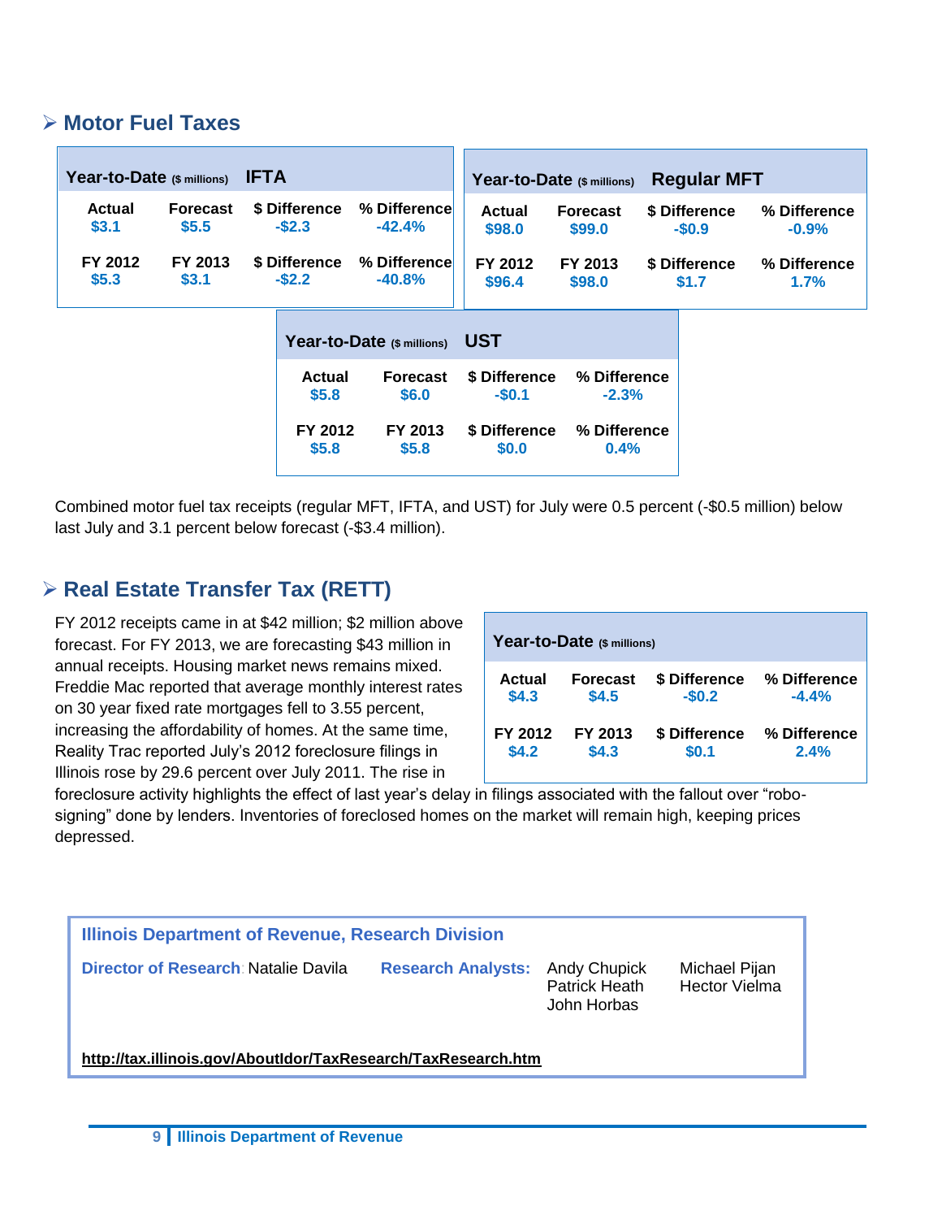## Motor Fuel Taxes

| Year-to-Date ($ millions) IFTA | | | |
|---|---|---|---|
| Actual | Forecast | $ Difference | % Difference |
| $3.1 | $5.5 | -$2.3 | -42.4% |
| FY 2012 | FY 2013 | $ Difference | % Difference |
| $5.3 | $3.1 | -$2.2 | -40.8% |

| Year-to-Date ($ millions) Regular MFT | | | |
|---|---|---|---|
| Actual | Forecast | $ Difference | % Difference |
| $98.0 | $99.0 | -$0.9 | -0.9% |
| FY 2012 | FY 2013 | $ Difference | % Difference |
| $96.4 | $98.0 | $1.7 | 1.7% |

| Year-to-Date ($ millions) UST | | | |
|---|---|---|---|
| Actual | Forecast | $ Difference | % Difference |
| $5.8 | $6.0 | -$0.1 | -2.3% |
| FY 2012 | FY 2013 | $ Difference | % Difference |
| $5.8 | $5.8 | $0.0 | 0.4% |

Combined motor fuel tax receipts (regular MFT, IFTA, and UST) for July were 0.5 percent (-$0.5 million) below last July and 3.1 percent below forecast (-$3.4 million).

## Real Estate Transfer Tax (RETT)

FY 2012 receipts came in at $42 million; $2 million above forecast. For FY 2013, we are forecasting $43 million in annual receipts. Housing market news remains mixed. Freddie Mac reported that average monthly interest rates on 30 year fixed rate mortgages fell to 3.55 percent, increasing the affordability of homes. At the same time, Reality Trac reported July's 2012 foreclosure filings in Illinois rose by 29.6 percent over July 2011. The rise in foreclosure activity highlights the effect of last year's delay in filings associated with the fallout over "robo-signing" done by lenders. Inventories of foreclosed homes on the market will remain high, keeping prices depressed.

| Year-to-Date ($ millions) | | | |
|---|---|---|---|
| Actual | Forecast | $ Difference | % Difference |
| $4.3 | $4.5 | -$0.2 | -4.4% |
| FY 2012 | FY 2013 | $ Difference | % Difference |
| $4.2 | $4.3 | $0.1 | 2.4% |

**Illinois Department of Revenue, Research Division**

**Director of Research**: Natalie Davila

**Research Analysts:** Andy Chupick, Patrick Heath, John Horbas, Michael Pijan, Hector Vielma

http://tax.illinois.gov/AboutIdor/TaxResearch/TaxResearch.htm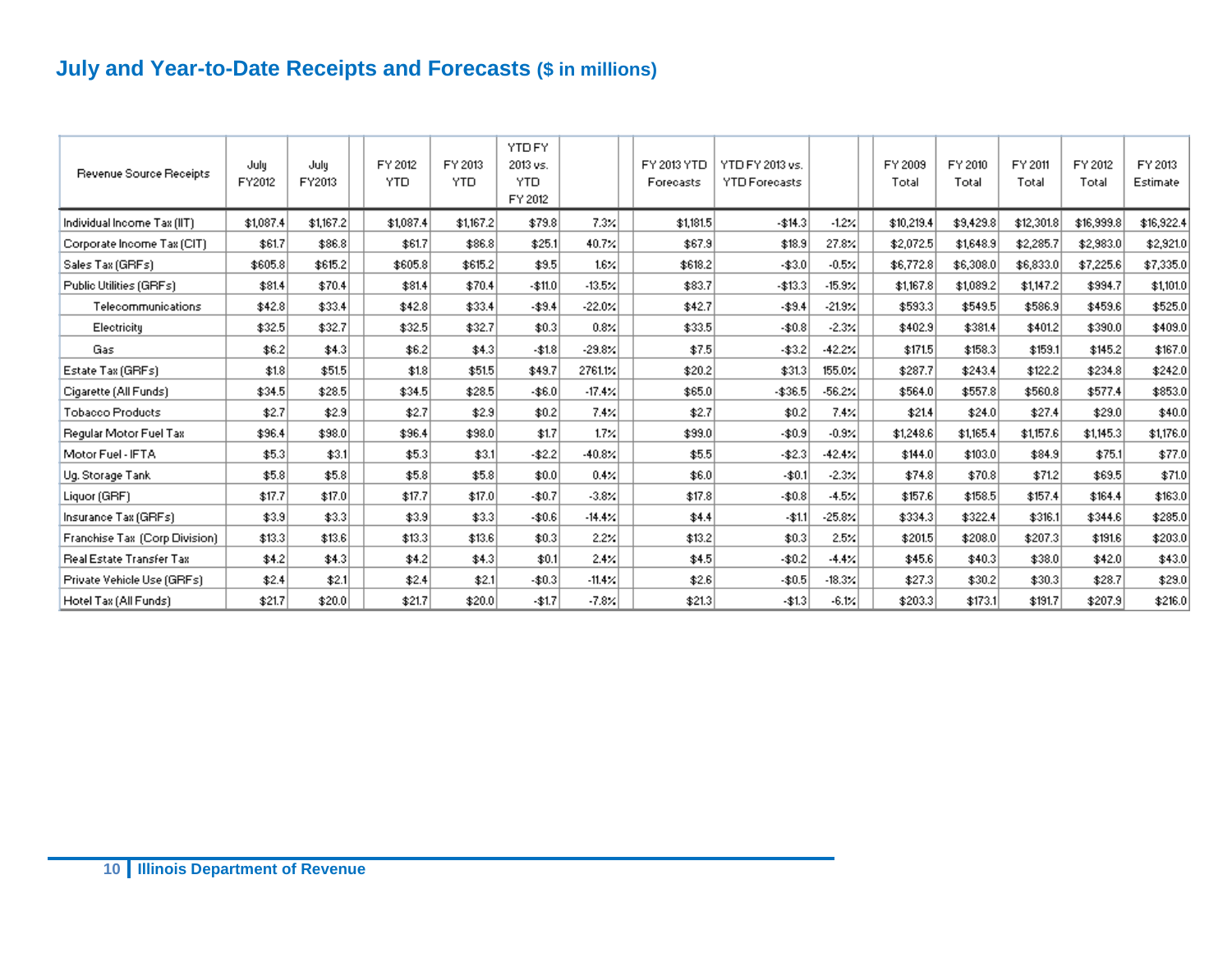## July and Year-to-Date Receipts and Forecasts ($ in millions)

| Revenue Source Receipts | July FY2012 | July FY2013 | FY 2012 YTD | FY 2013 YTD | YTD FY 2013 vs. YTD FY 2012 | | FY 2013 YTD Forecasts | YTD FY 2013 vs. YTD Forecasts | | FY 2009 Total | FY 2010 Total | FY 2011 Total | FY 2012 Total | FY 2013 Estimate |
|---|---|---|---|---|---|---|---|---|---|---|---|---|---|---|
| Individual Income Tax (IIT) | $1,087.4 | $1,167.2 | $1,087.4 | $1,167.2 | $79.8 | 7.3% | $1,181.5 | -$14.3 | -1.2% | $10,219.4 | $9,429.8 | $12,301.8 | $16,999.8 | $16,922.4 |
| Corporate Income Tax (CIT) | $61.7 | $86.8 | $61.7 | $86.8 | $25.1 | 40.7% | $67.9 | $18.9 | 27.8% | $2,072.5 | $1,648.9 | $2,285.7 | $2,983.0 | $2,921.0 |
| Sales Tax (GRFs) | $605.8 | $615.2 | $605.8 | $615.2 | $9.5 | 1.6% | $618.2 | -$3.0 | -0.5% | $6,772.8 | $6,308.0 | $6,833.0 | $7,225.6 | $7,335.0 |
| Public Utilities (GRFs) | $81.4 | $70.4 | $81.4 | $70.4 | -$11.0 | -13.5% | $83.7 | -$13.3 | -15.9% | $1,167.8 | $1,089.2 | $1,147.2 | $994.7 | $1,101.0 |
| Telecommunications | $42.8 | $33.4 | $42.8 | $33.4 | -$9.4 | -22.0% | $42.7 | -$9.4 | -21.9% | $593.3 | $549.5 | $586.9 | $459.6 | $525.0 |
| Electricity | $32.5 | $32.7 | $32.5 | $32.7 | $0.3 | 0.8% | $33.5 | -$0.8 | -2.3% | $402.9 | $381.4 | $401.2 | $390.0 | $409.0 |
| Gas | $6.2 | $4.3 | $6.2 | $4.3 | -$1.8 | -29.8% | $7.5 | -$3.2 | -42.2% | $171.5 | $158.3 | $159.1 | $145.2 | $167.0 |
| Estate Tax (GRFs) | $1.8 | $51.5 | $1.8 | $51.5 | $49.7 | 2761.1% | $20.2 | $31.3 | 155.0% | $287.7 | $243.4 | $122.2 | $234.8 | $242.0 |
| Cigarette (All Funds) | $34.5 | $28.5 | $34.5 | $28.5 | -$6.0 | -17.4% | $65.0 | -$36.5 | -56.2% | $564.0 | $557.8 | $560.8 | $577.4 | $853.0 |
| Tobacco Products | $2.7 | $2.9 | $2.7 | $2.9 | $0.2 | 7.4% | $2.7 | $0.2 | 7.4% | $21.4 | $24.0 | $27.4 | $29.0 | $40.0 |
| Regular Motor Fuel Tax | $96.4 | $98.0 | $96.4 | $98.0 | $1.7 | 1.7% | $99.0 | -$0.9 | -0.9% | $1,248.6 | $1,165.4 | $1,157.6 | $1,145.3 | $1,176.0 |
| Motor Fuel - IFTA | $5.3 | $3.1 | $5.3 | $3.1 | -$2.2 | -40.8% | $5.5 | -$2.3 | -42.4% | $144.0 | $103.0 | $84.9 | $75.1 | $77.0 |
| Ug. Storage Tank | $5.8 | $5.8 | $5.8 | $5.8 | $0.0 | 0.4% | $6.0 | -$0.1 | -2.3% | $74.8 | $70.8 | $71.2 | $69.5 | $71.0 |
| Liquor (GRF) | $17.7 | $17.0 | $17.7 | $17.0 | -$0.7 | -3.8% | $17.8 | -$0.8 | -4.5% | $157.6 | $158.5 | $157.4 | $164.4 | $163.0 |
| Insurance Tax (GRFs) | $3.9 | $3.3 | $3.9 | $3.3 | -$0.6 | -14.4% | $4.4 | -$1.1 | -25.8% | $334.3 | $322.4 | $316.1 | $344.6 | $285.0 |
| Franchise Tax (Corp Division) | $13.3 | $13.6 | $13.3 | $13.6 | $0.3 | 2.2% | $13.2 | $0.3 | 2.5% | $201.5 | $208.0 | $207.3 | $191.6 | $203.0 |
| Real Estate Transfer Tax | $4.2 | $4.3 | $4.2 | $4.3 | $0.1 | 2.4% | $4.5 | -$0.2 | -4.4% | $45.6 | $40.3 | $38.0 | $42.0 | $43.0 |
| Private Vehicle Use (GRFs) | $2.4 | $2.1 | $2.4 | $2.1 | -$0.3 | -11.4% | $2.6 | -$0.5 | -18.3% | $27.3 | $30.2 | $30.3 | $28.7 | $29.0 |
| Hotel Tax (All Funds) | $21.7 | $20.0 | $21.7 | $20.0 | -$1.7 | -7.8% | $21.3 | -$1.3 | -6.1% | $203.3 | $173.1 | $191.7 | $207.9 | $216.0 |